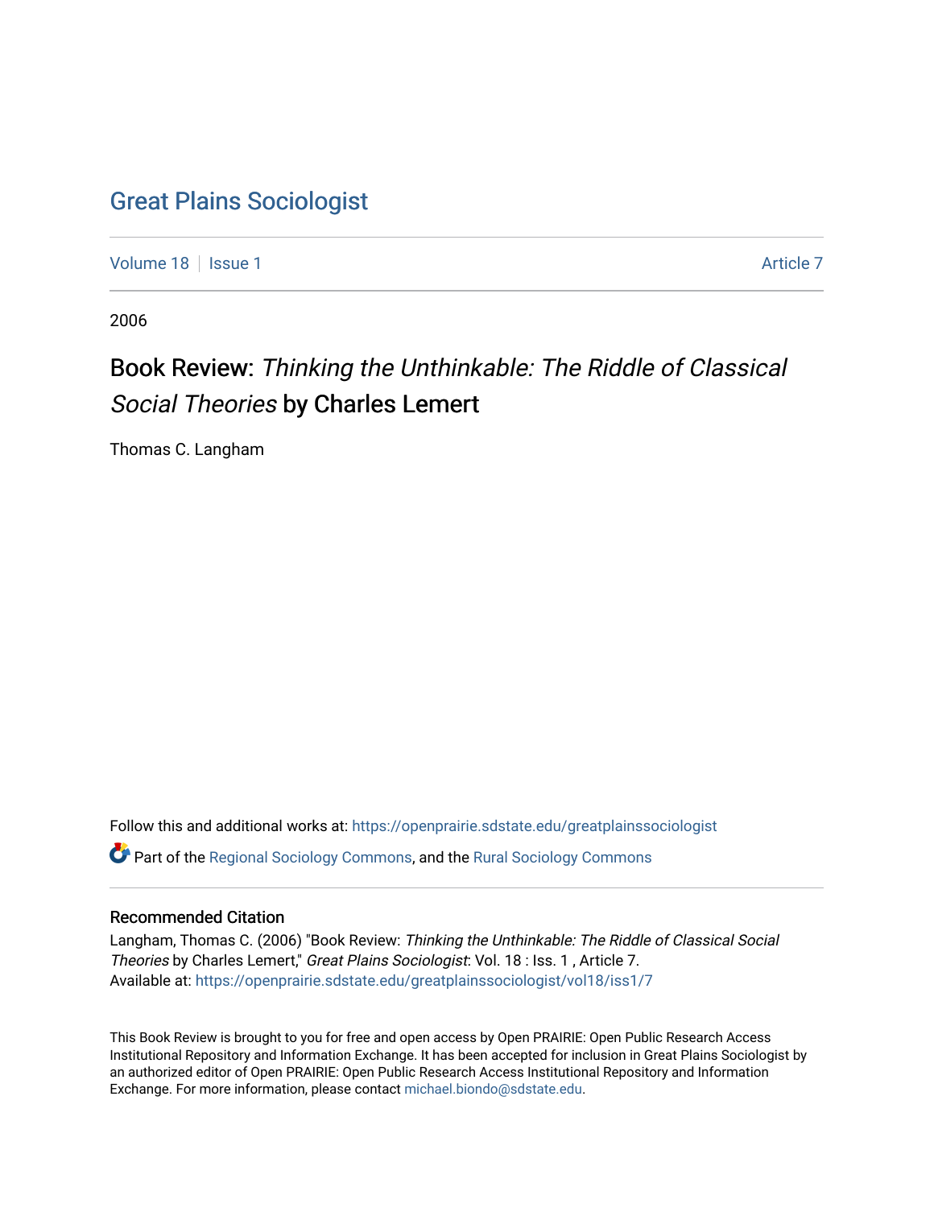# Great Plains Sociologist

Volume 18 | Issue 1 | Article 7

2006

## Book Review: *Thinking the Unthinkable: The Riddle of Classical Social Theories* by Charles Lemert

Thomas C. Langham

Follow this and additional works at: https://openprairie.sdstate.edu/greatplainssociologist

Part of the Regional Sociology Commons, and the Rural Sociology Commons

### Recommended Citation

Langham, Thomas C. (2006) "Book Review: *Thinking the Unthinkable: The Riddle of Classical Social Theories* by Charles Lemert," *Great Plains Sociologist*: Vol. 18 : Iss. 1 , Article 7.
Available at: https://openprairie.sdstate.edu/greatplainssociologist/vol18/iss1/7

This Book Review is brought to you for free and open access by Open PRAIRIE: Open Public Research Access Institutional Repository and Information Exchange. It has been accepted for inclusion in Great Plains Sociologist by an authorized editor of Open PRAIRIE: Open Public Research Access Institutional Repository and Information Exchange. For more information, please contact michael.biondo@sdstate.edu.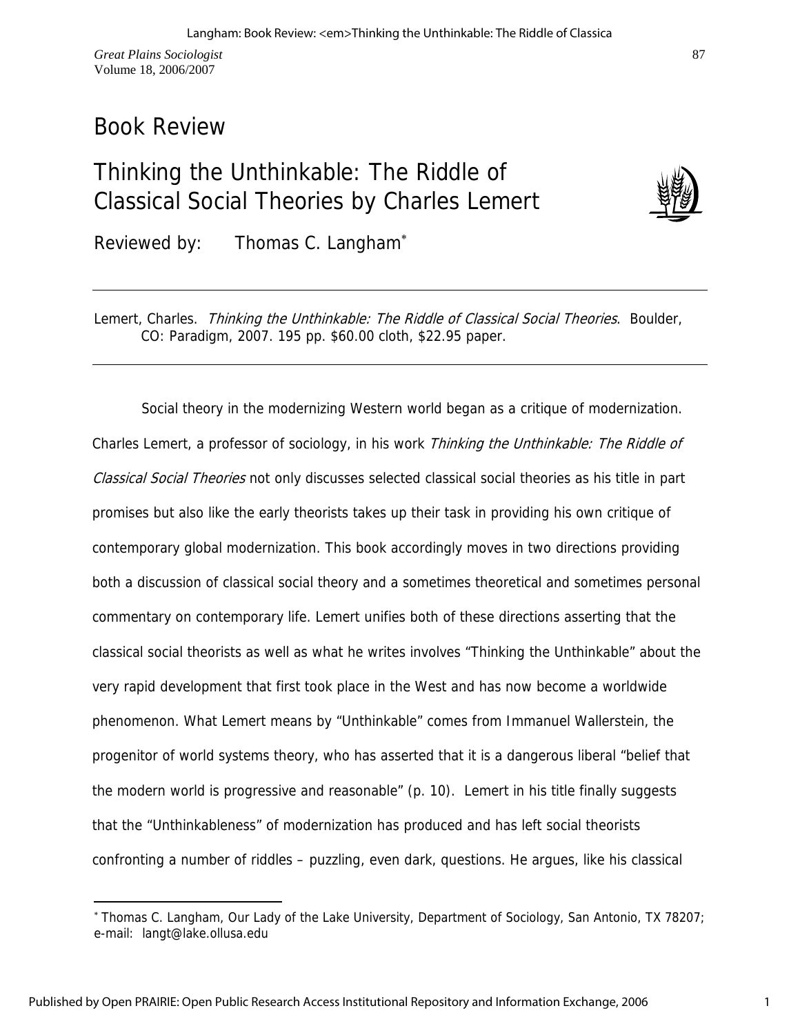# Book Review

## Thinking the Unthinkable: The Riddle of Classical Social Theories by Charles Lemert

Reviewed by: Thomas C. Langham[*]

---

Lemert, Charles. *Thinking the Unthinkable: The Riddle of Classical Social Theories*. Boulder, CO: Paradigm, 2007. 195 pp. $60.00 cloth, $22.95 paper.

---

Social theory in the modernizing Western world began as a critique of modernization. Charles Lemert, a professor of sociology, in his work *Thinking the Unthinkable: The Riddle of Classical Social Theories* not only discusses selected classical social theories as his title in part promises but also like the early theorists takes up their task in providing his own critique of contemporary global modernization. This book accordingly moves in two directions providing both a discussion of classical social theory and a sometimes theoretical and sometimes personal commentary on contemporary life. Lemert unifies both of these directions asserting that the classical social theorists as well as what he writes involves "Thinking the Unthinkable" about the very rapid development that first took place in the West and has now become a worldwide phenomenon. What Lemert means by "Unthinkable" comes from Immanuel Wallerstein, the progenitor of world systems theory, who has asserted that it is a dangerous liberal "belief that the modern world is progressive and reasonable" (p. 10). Lemert in his title finally suggests that the "Unthinkableness" of modernization has produced and has left social theorists confronting a number of riddles – puzzling, even dark, questions. He argues, like his classical

---

[*] Thomas C. Langham, Our Lady of the Lake University, Department of Sociology, San Antonio, TX 78207; e-mail: langt@lake.ollusa.edu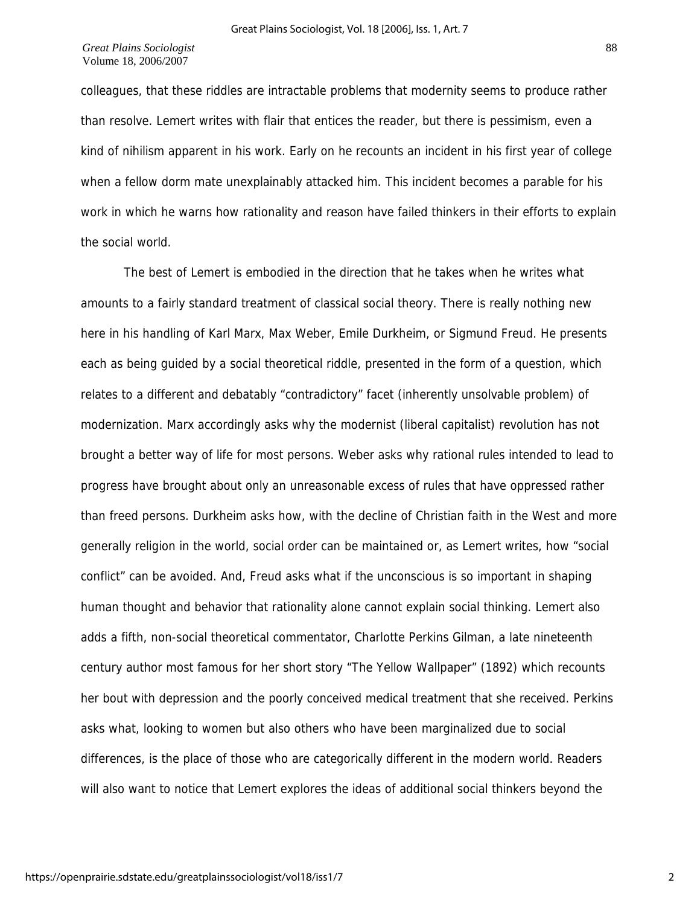colleagues, that these riddles are intractable problems that modernity seems to produce rather than resolve. Lemert writes with flair that entices the reader, but there is pessimism, even a kind of nihilism apparent in his work. Early on he recounts an incident in his first year of college when a fellow dorm mate unexplainably attacked him. This incident becomes a parable for his work in which he warns how rationality and reason have failed thinkers in their efforts to explain the social world.

The best of Lemert is embodied in the direction that he takes when he writes what amounts to a fairly standard treatment of classical social theory. There is really nothing new here in his handling of Karl Marx, Max Weber, Emile Durkheim, or Sigmund Freud. He presents each as being guided by a social theoretical riddle, presented in the form of a question, which relates to a different and debatably "contradictory" facet (inherently unsolvable problem) of modernization. Marx accordingly asks why the modernist (liberal capitalist) revolution has not brought a better way of life for most persons. Weber asks why rational rules intended to lead to progress have brought about only an unreasonable excess of rules that have oppressed rather than freed persons. Durkheim asks how, with the decline of Christian faith in the West and more generally religion in the world, social order can be maintained or, as Lemert writes, how "social conflict" can be avoided. And, Freud asks what if the unconscious is so important in shaping human thought and behavior that rationality alone cannot explain social thinking. Lemert also adds a fifth, non-social theoretical commentator, Charlotte Perkins Gilman, a late nineteenth century author most famous for her short story "The Yellow Wallpaper" (1892) which recounts her bout with depression and the poorly conceived medical treatment that she received. Perkins asks what, looking to women but also others who have been marginalized due to social differences, is the place of those who are categorically different in the modern world. Readers will also want to notice that Lemert explores the ideas of additional social thinkers beyond the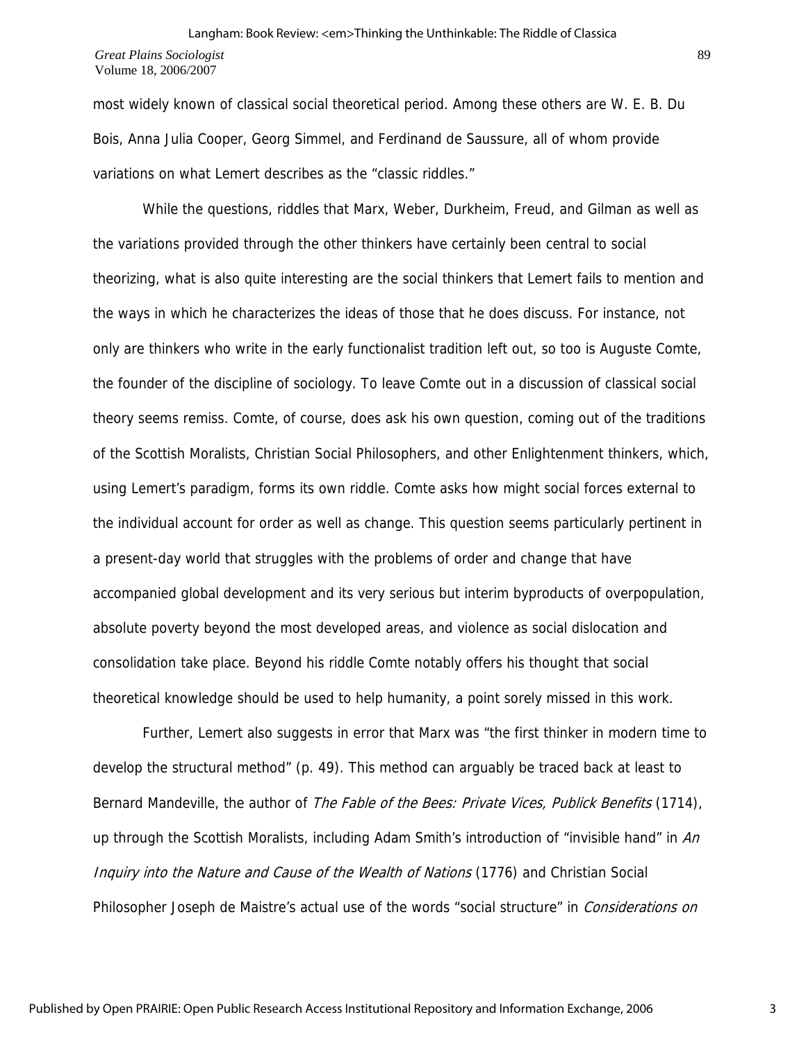most widely known of classical social theoretical period. Among these others are W. E. B. Du Bois, Anna Julia Cooper, Georg Simmel, and Ferdinand de Saussure, all of whom provide variations on what Lemert describes as the "classic riddles."

While the questions, riddles that Marx, Weber, Durkheim, Freud, and Gilman as well as the variations provided through the other thinkers have certainly been central to social theorizing, what is also quite interesting are the social thinkers that Lemert fails to mention and the ways in which he characterizes the ideas of those that he does discuss. For instance, not only are thinkers who write in the early functionalist tradition left out, so too is Auguste Comte, the founder of the discipline of sociology. To leave Comte out in a discussion of classical social theory seems remiss. Comte, of course, does ask his own question, coming out of the traditions of the Scottish Moralists, Christian Social Philosophers, and other Enlightenment thinkers, which, using Lemert's paradigm, forms its own riddle. Comte asks how might social forces external to the individual account for order as well as change. This question seems particularly pertinent in a present-day world that struggles with the problems of order and change that have accompanied global development and its very serious but interim byproducts of overpopulation, absolute poverty beyond the most developed areas, and violence as social dislocation and consolidation take place. Beyond his riddle Comte notably offers his thought that social theoretical knowledge should be used to help humanity, a point sorely missed in this work.

Further, Lemert also suggests in error that Marx was "the first thinker in modern time to develop the structural method" (p. 49). This method can arguably be traced back at least to Bernard Mandeville, the author of *The Fable of the Bees: Private Vices, Publick Benefits* (1714), up through the Scottish Moralists, including Adam Smith's introduction of "invisible hand" in *An Inquiry into the Nature and Cause of the Wealth of Nations* (1776) and Christian Social Philosopher Joseph de Maistre's actual use of the words "social structure" in *Considerations on*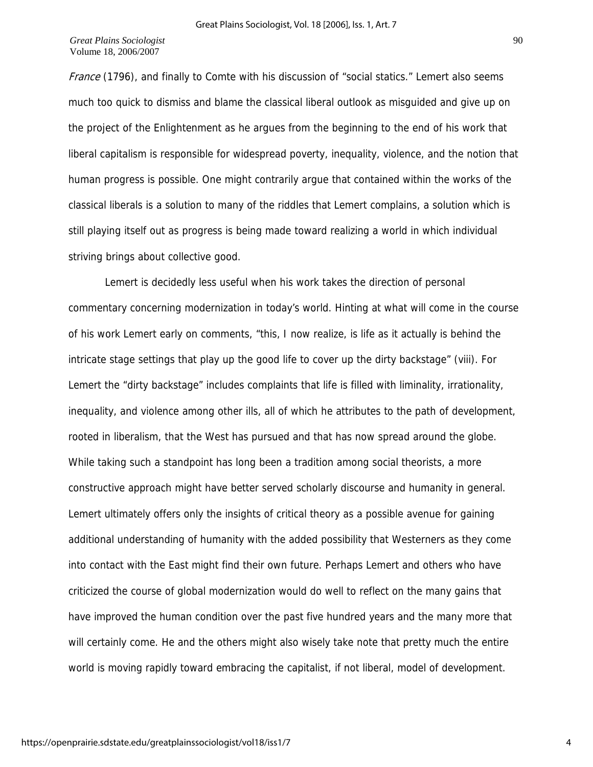*France* (1796), and finally to Comte with his discussion of "social statics." Lemert also seems much too quick to dismiss and blame the classical liberal outlook as misguided and give up on the project of the Enlightenment as he argues from the beginning to the end of his work that liberal capitalism is responsible for widespread poverty, inequality, violence, and the notion that human progress is possible. One might contrarily argue that contained within the works of the classical liberals is a solution to many of the riddles that Lemert complains, a solution which is still playing itself out as progress is being made toward realizing a world in which individual striving brings about collective good.

Lemert is decidedly less useful when his work takes the direction of personal commentary concerning modernization in today's world. Hinting at what will come in the course of his work Lemert early on comments, "this, I now realize, is life as it actually is behind the intricate stage settings that play up the good life to cover up the dirty backstage" (viii). For Lemert the "dirty backstage" includes complaints that life is filled with liminality, irrationality, inequality, and violence among other ills, all of which he attributes to the path of development, rooted in liberalism, that the West has pursued and that has now spread around the globe. While taking such a standpoint has long been a tradition among social theorists, a more constructive approach might have better served scholarly discourse and humanity in general. Lemert ultimately offers only the insights of critical theory as a possible avenue for gaining additional understanding of humanity with the added possibility that Westerners as they come into contact with the East might find their own future. Perhaps Lemert and others who have criticized the course of global modernization would do well to reflect on the many gains that have improved the human condition over the past five hundred years and the many more that will certainly come. He and the others might also wisely take note that pretty much the entire world is moving rapidly toward embracing the capitalist, if not liberal, model of development.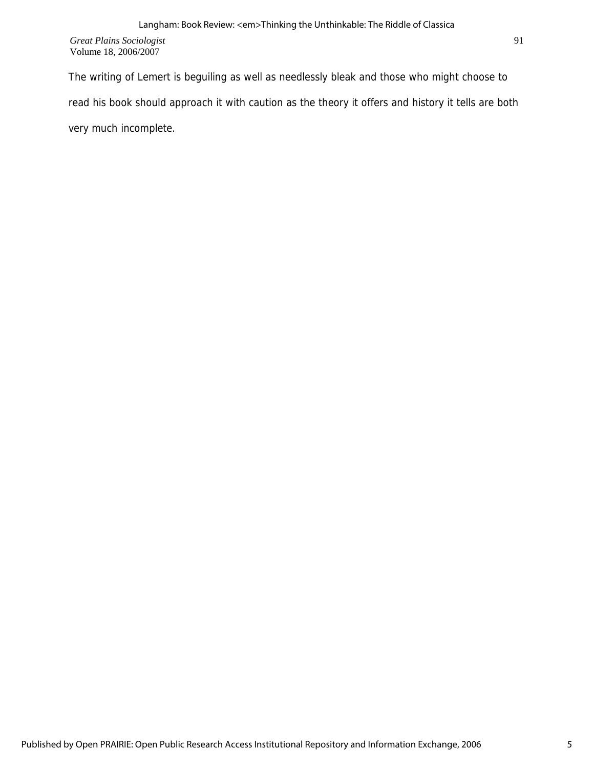The writing of Lemert is beguiling as well as needlessly bleak and those who might choose to read his book should approach it with caution as the theory it offers and history it tells are both very much incomplete.